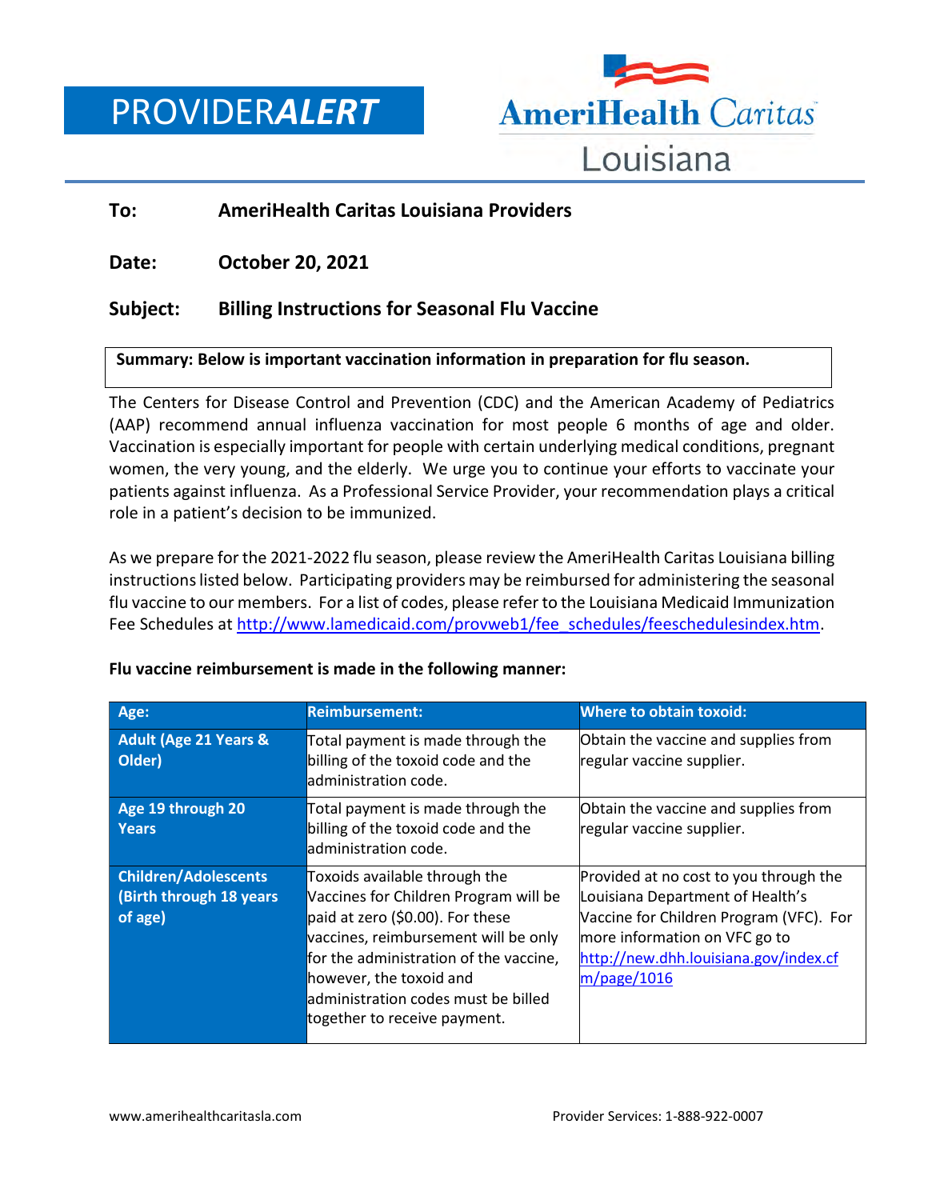# PROVIDER*ALERT*

AmeriHealth Caritas Louisiana

**To:** **AmeriHealth Caritas Louisiana Providers**

**Date:** **October 20, 2021**

**Subject:** **Billing Instructions for Seasonal Flu Vaccine**

**Summary: Below is important vaccination information in preparation for flu season.**

The Centers for Disease Control and Prevention (CDC) and the American Academy of Pediatrics (AAP) recommend annual influenza vaccination for most people 6 months of age and older. Vaccination is especially important for people with certain underlying medical conditions, pregnant women, the very young, and the elderly. We urge you to continue your efforts to vaccinate your patients against influenza. As a Professional Service Provider, your recommendation plays a critical role in a patient's decision to be immunized.

As we prepare for the 2021-2022 flu season, please review the AmeriHealth Caritas Louisiana billing instructions listed below. Participating providers may be reimbursed for administering the seasonal flu vaccine to our members. For a list of codes, please refer to the Louisiana Medicaid Immunization Fee Schedules at http://www.lamedicaid.com/provweb1/fee_schedules/feeschedulesindex.htm.

**Flu vaccine reimbursement is made in the following manner:**

| Age: | Reimbursement: | Where to obtain toxoid: |
|---|---|---|
| **Adult (Age 21 Years & Older)** | Total payment is made through the billing of the toxoid code and the administration code. | Obtain the vaccine and supplies from regular vaccine supplier. |
| **Age 19 through 20 Years** | Total payment is made through the billing of the toxoid code and the administration code. | Obtain the vaccine and supplies from regular vaccine supplier. |
| **Children/Adolescents (Birth through 18 years of age)** | Toxoids available through the Vaccines for Children Program will be paid at zero ($0.00). For these vaccines, reimbursement will be only for the administration of the vaccine, however, the toxoid and administration codes must be billed together to receive payment. | Provided at no cost to you through the Louisiana Department of Health's Vaccine for Children Program (VFC). For more information on VFC go to http://new.dhh.louisiana.gov/index.cfm/page/1016 |

www.amerihealthcaritasla.com Provider Services: 1-888-922-0007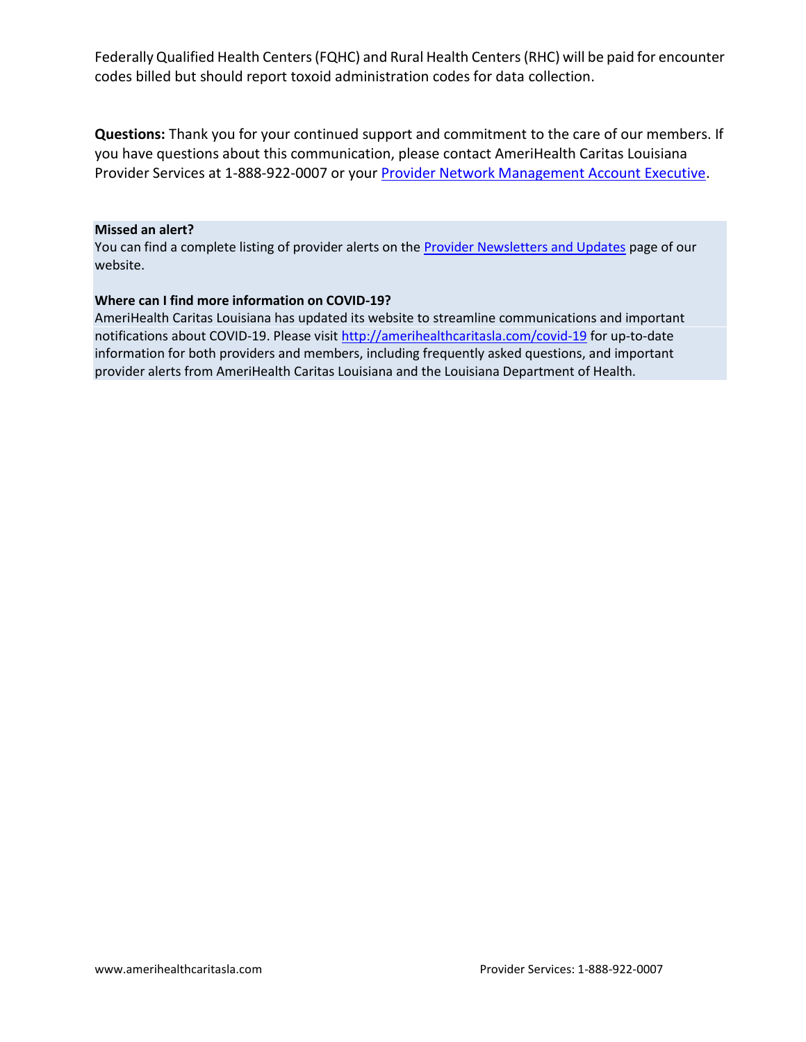Federally Qualified Health Centers (FQHC) and Rural Health Centers (RHC) will be paid for encounter codes billed but should report toxoid administration codes for data collection.

**Questions:** Thank you for your continued support and commitment to the care of our members. If you have questions about this communication, please contact AmeriHealth Caritas Louisiana Provider Services at 1-888-922-0007 or your Provider Network Management Account Executive.

**Missed an alert?**
You can find a complete listing of provider alerts on the Provider Newsletters and Updates page of our website.

**Where can I find more information on COVID-19?**
AmeriHealth Caritas Louisiana has updated its website to streamline communications and important notifications about COVID-19. Please visit http://amerihealthcaritasla.com/covid-19 for up-to-date information for both providers and members, including frequently asked questions, and important provider alerts from AmeriHealth Caritas Louisiana and the Louisiana Department of Health.